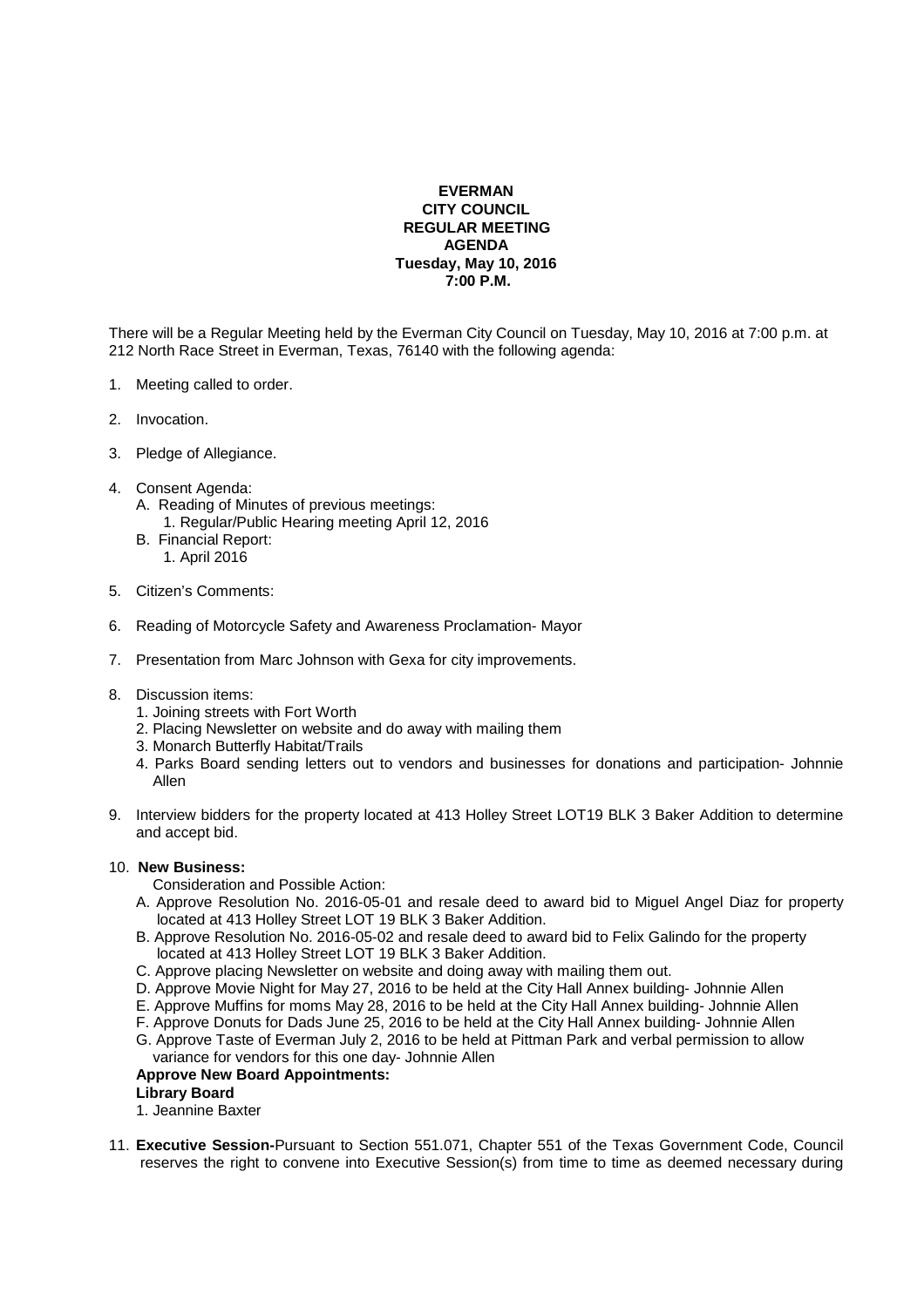**EVERMAN**
**CITY COUNCIL**
**REGULAR MEETING**
**AGENDA**
**Tuesday, May 10, 2016**
**7:00 P.M.**

There will be a Regular Meeting held by the Everman City Council on Tuesday, May 10, 2016 at 7:00 p.m. at 212 North Race Street in Everman, Texas, 76140 with the following agenda:

1. Meeting called to order.

2. Invocation.

3. Pledge of Allegiance.

4. Consent Agenda:
   A. Reading of Minutes of previous meetings:
      1. Regular/Public Hearing meeting April 12, 2016
   B. Financial Report:
      1. April 2016

5. Citizen's Comments:

6. Reading of Motorcycle Safety and Awareness Proclamation- Mayor

7. Presentation from Marc Johnson with Gexa for city improvements.

8. Discussion items:
   1. Joining streets with Fort Worth
   2. Placing Newsletter on website and do away with mailing them
   3. Monarch Butterfly Habitat/Trails
   4. Parks Board sending letters out to vendors and businesses for donations and participation- Johnnie Allen

9. Interview bidders for the property located at 413 Holley Street LOT19 BLK 3 Baker Addition to determine and accept bid.

10. **New Business:**
    Consideration and Possible Action:
    A. Approve Resolution No. 2016-05-01 and resale deed to award bid to Miguel Angel Diaz for property located at 413 Holley Street LOT 19 BLK 3 Baker Addition.
    B. Approve Resolution No. 2016-05-02 and resale deed to award bid to Felix Galindo for the property located at 413 Holley Street LOT 19 BLK 3 Baker Addition.
    C. Approve placing Newsletter on website and doing away with mailing them out.
    D. Approve Movie Night for May 27, 2016 to be held at the City Hall Annex building- Johnnie Allen
    E. Approve Muffins for moms May 28, 2016 to be held at the City Hall Annex building- Johnnie Allen
    F. Approve Donuts for Dads June 25, 2016 to be held at the City Hall Annex building- Johnnie Allen
    G. Approve Taste of Everman July 2, 2016 to be held at Pittman Park and verbal permission to allow variance for vendors for this one day- Johnnie Allen

    **Approve New Board Appointments:**

    **Library Board**

    1. Jeannine Baxter

11. **Executive Session-**Pursuant to Section 551.071, Chapter 551 of the Texas Government Code, Council reserves the right to convene into Executive Session(s) from time to time as deemed necessary during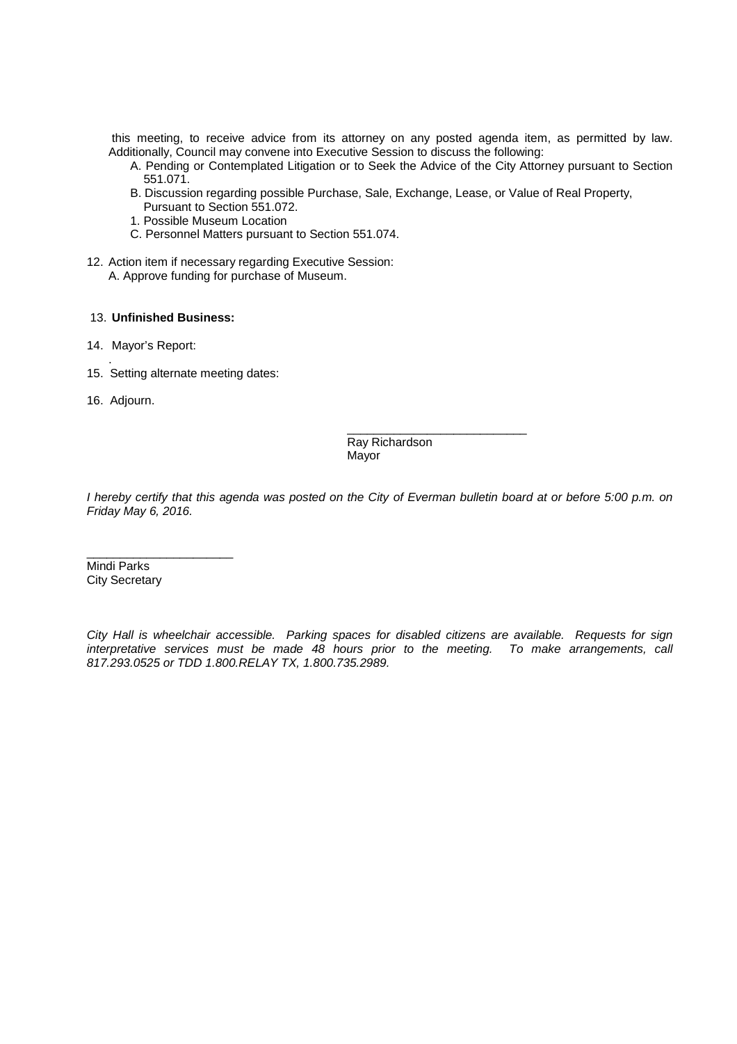this meeting, to receive advice from its attorney on any posted agenda item, as permitted by law. Additionally, Council may convene into Executive Session to discuss the following:

- A. Pending or Contemplated Litigation or to Seek the Advice of the City Attorney pursuant to Section 551.071.
- B. Discussion regarding possible Purchase, Sale, Exchange, Lease, or Value of Real Property, Pursuant to Section 551.072.
- 1. Possible Museum Location
- C. Personnel Matters pursuant to Section 551.074.

12. Action item if necessary regarding Executive Session:
    A. Approve funding for purchase of Museum.

13. **Unfinished Business:**

14. Mayor's Report:

15. Setting alternate meeting dates:

16. Adjourn.

\_\_\_\_\_\_\_\_\_\_\_\_\_\_\_\_\_\_\_\_\_\_\_\_\_\_\_\_
Ray Richardson
Mayor

*I hereby certify that this agenda was posted on the City of Everman bulletin board at or before 5:00 p.m. on Friday May 6, 2016.*

\_\_\_\_\_\_\_\_\_\_\_\_\_\_\_\_\_\_\_\_\_\_\_
Mindi Parks
City Secretary

*City Hall is wheelchair accessible. Parking spaces for disabled citizens are available. Requests for sign interpretative services must be made 48 hours prior to the meeting. To make arrangements, call 817.293.0525 or TDD 1.800.RELAY TX, 1.800.735.2989.*